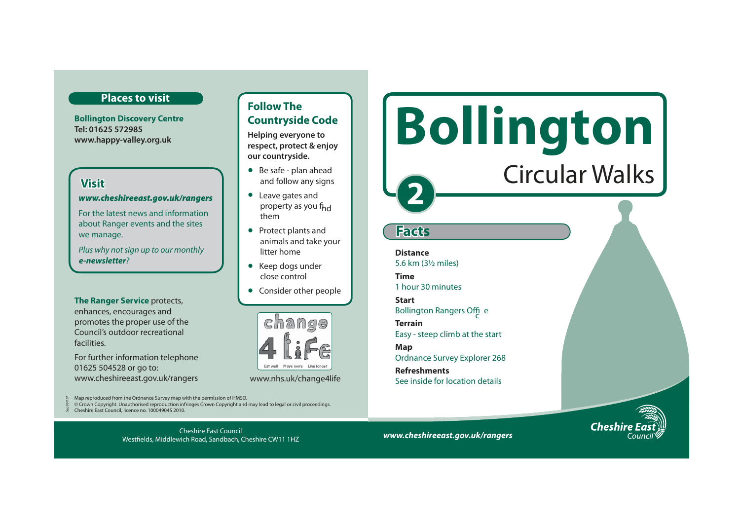## Places to visit

**Bollington Discovery Centre**
**Tel: 01625 572985**
**www.happy-valley.org.uk**

### Visit

***www.cheshireeast.gov.uk/rangers***

For the latest news and information about Ranger events and the sites we manage.

*Plus why not sign up to our monthly **e-newsletter**?*

**The Ranger Service** protects, enhances, encourages and promotes the proper use of the Council's outdoor recreational facilities.

For further information telephone 01625 504528 or go to: www.cheshireeast.gov.uk/rangers

### Follow The Countryside Code

**Helping everyone to respect, protect & enjoy our countryside.**

- Be safe - plan ahead and follow any signs
- Leave gates and property as you find them
- Protect plants and animals and take your litter home
- Keep dogs under close control
- Consider other people

change 4 life — Eat well, Move more, Live longer

www.nhs.uk/change4life

Map reproduced from the Ordnance Survey map with the permission of HMSO.
© Crown Copyright. Unauthorised reproduction infringes Crown Copyright and may lead to legal or civil proceedings.
Cheshire East Council, licence no. 100049045 2010.

Cheshire East Council
Westfields, Middlewich Road, Sandbach, Cheshire CW11 1HZ

# Bollington

## Circular Walks

## 2

### Facts

**Distance**
5.6 km (3½ miles)

**Time**
1 hour 30 minutes

**Start**
Bollington Rangers Office

**Terrain**
Easy - steep climb at the start

**Map**
Ordnance Survey Explorer 268

**Refreshments**
See inside for location details

***www.cheshireeast.gov.uk/rangers***

Cheshire East Council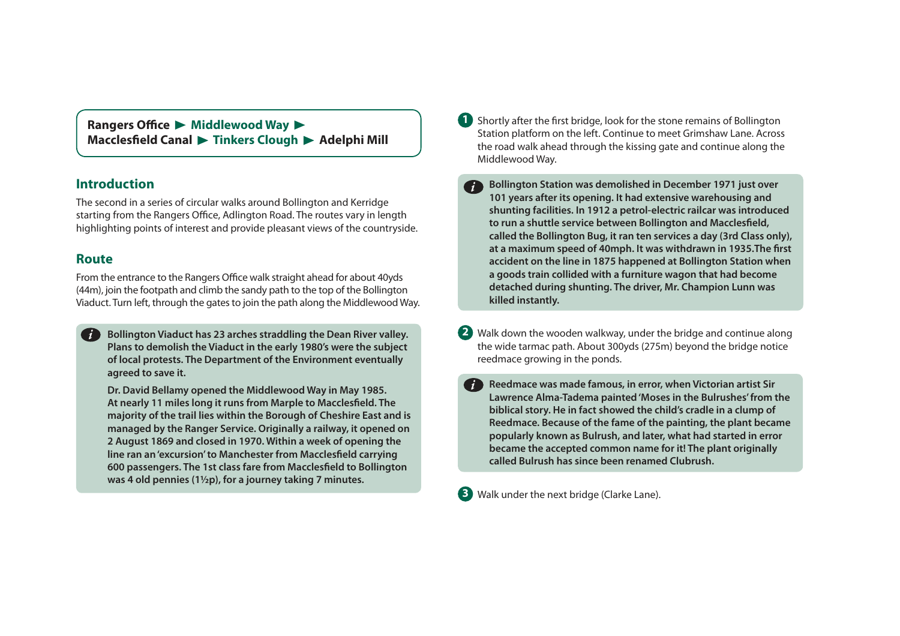**Rangers Office ▶ Middlewood Way ▶ Macclesfield Canal ▶ Tinkers Clough ▶ Adelphi Mill**

## Introduction

The second in a series of circular walks around Bollington and Kerridge starting from the Rangers Office, Adlington Road. The routes vary in length highlighting points of interest and provide pleasant views of the countryside.

## Route

From the entrance to the Rangers Office walk straight ahead for about 40yds (44m), join the footpath and climb the sandy path to the top of the Bollington Viaduct. Turn left, through the gates to join the path along the Middlewood Way.

> **Bollington Viaduct has 23 arches straddling the Dean River valley. Plans to demolish the Viaduct in the early 1980's were the subject of local protests. The Department of the Environment eventually agreed to save it.**
>
> **Dr. David Bellamy opened the Middlewood Way in May 1985. At nearly 11 miles long it runs from Marple to Macclesfield. The majority of the trail lies within the Borough of Cheshire East and is managed by the Ranger Service. Originally a railway, it opened on 2 August 1869 and closed in 1970. Within a week of opening the line ran an 'excursion' to Manchester from Macclesfield carrying 600 passengers. The 1st class fare from Macclesfield to Bollington was 4 old pennies (1½p), for a journey taking 7 minutes.**

**1** Shortly after the first bridge, look for the stone remains of Bollington Station platform on the left. Continue to meet Grimshaw Lane. Across the road walk ahead through the kissing gate and continue along the Middlewood Way.

> **Bollington Station was demolished in December 1971 just over 101 years after its opening. It had extensive warehousing and shunting facilities. In 1912 a petrol-electric railcar was introduced to run a shuttle service between Bollington and Macclesfield, called the Bollington Bug, it ran ten services a day (3rd Class only), at a maximum speed of 40mph. It was withdrawn in 1935. The first accident on the line in 1875 happened at Bollington Station when a goods train collided with a furniture wagon that had become detached during shunting. The driver, Mr. Champion Lunn was killed instantly.**

**2** Walk down the wooden walkway, under the bridge and continue along the wide tarmac path. About 300yds (275m) beyond the bridge notice reedmace growing in the ponds.

> **Reedmace was made famous, in error, when Victorian artist Sir Lawrence Alma-Tadema painted 'Moses in the Bulrushes' from the biblical story. He in fact showed the child's cradle in a clump of Reedmace. Because of the fame of the painting, the plant became popularly known as Bulrush, and later, what had started in error became the accepted common name for it! The plant originally called Bulrush has since been renamed Clubrush.**

**3** Walk under the next bridge (Clarke Lane).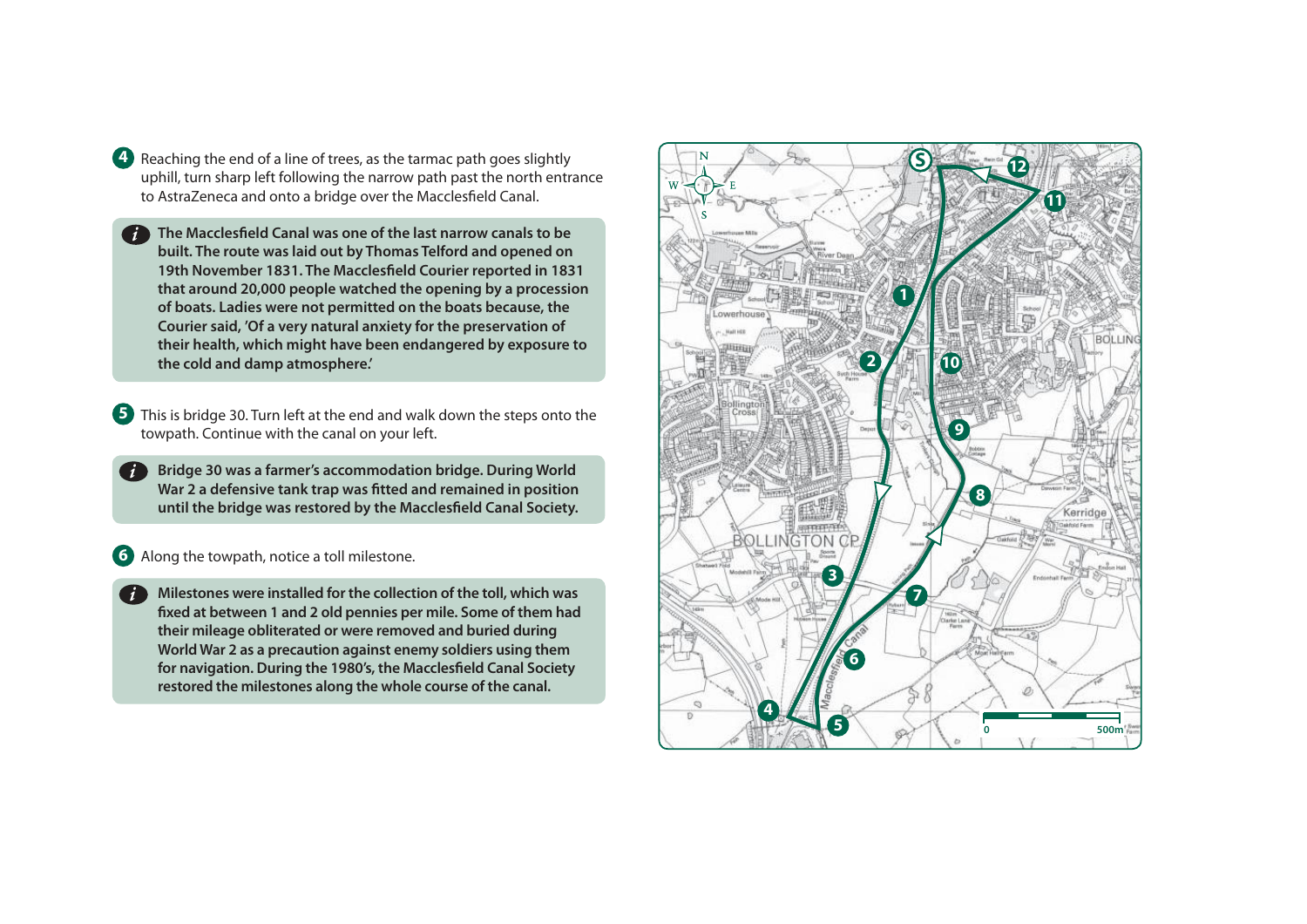**4** Reaching the end of a line of trees, as the tarmac path goes slightly uphill, turn sharp left following the narrow path past the north entrance to AstraZeneca and onto a bridge over the Macclesfield Canal.

> *i* **The Macclesfield Canal was one of the last narrow canals to be built. The route was laid out by Thomas Telford and opened on 19th November 1831. The Macclesfield Courier reported in 1831 that around 20,000 people watched the opening by a procession of boats. Ladies were not permitted on the boats because, the Courier said, 'Of a very natural anxiety for the preservation of their health, which might have been endangered by exposure to the cold and damp atmosphere.'**

**5** This is bridge 30. Turn left at the end and walk down the steps onto the towpath. Continue with the canal on your left.

> *i* **Bridge 30 was a farmer's accommodation bridge. During World War 2 a defensive tank trap was fitted and remained in position until the bridge was restored by the Macclesfield Canal Society.**

**6** Along the towpath, notice a toll milestone.

> *i* **Milestones were installed for the collection of the toll, which was fixed at between 1 and 2 old pennies per mile. Some of them had their mileage obliterated or were removed and buried during World War 2 as a precaution against enemy soldiers using them for navigation. During the 1980's, the Macclesfield Canal Society restored the milestones along the whole course of the canal.**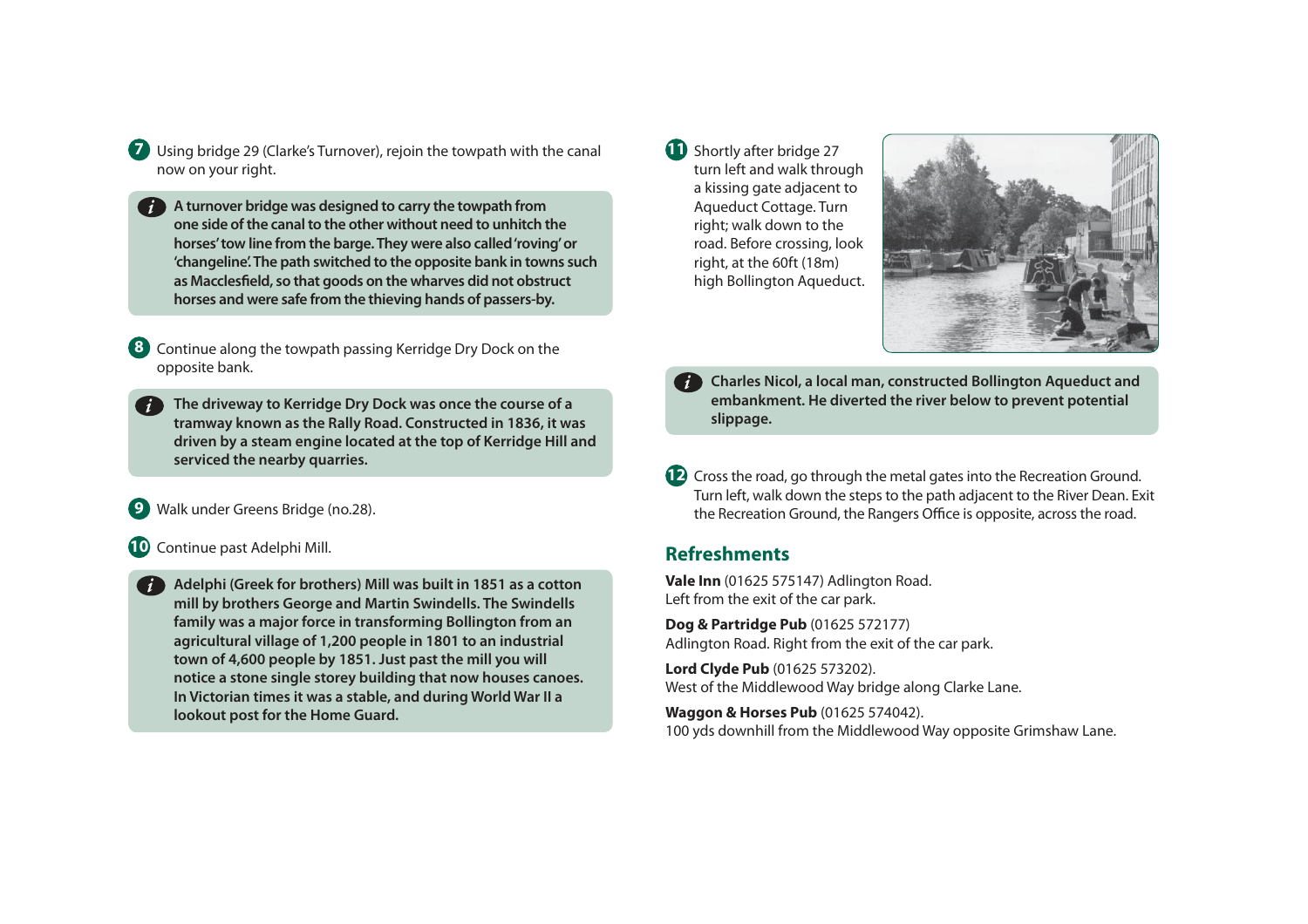**7** Using bridge 29 (Clarke's Turnover), rejoin the towpath with the canal now on your right.

> **A turnover bridge was designed to carry the towpath from one side of the canal to the other without need to unhitch the horses' tow line from the barge. They were also called 'roving' or 'changeline'. The path switched to the opposite bank in towns such as Macclesfield, so that goods on the wharves did not obstruct horses and were safe from the thieving hands of passers-by.**

**8** Continue along the towpath passing Kerridge Dry Dock on the opposite bank.

> **The driveway to Kerridge Dry Dock was once the course of a tramway known as the Rally Road. Constructed in 1836, it was driven by a steam engine located at the top of Kerridge Hill and serviced the nearby quarries.**

**9** Walk under Greens Bridge (no.28).

**10** Continue past Adelphi Mill.

> **Adelphi (Greek for brothers) Mill was built in 1851 as a cotton mill by brothers George and Martin Swindells. The Swindells family was a major force in transforming Bollington from an agricultural village of 1,200 people in 1801 to an industrial town of 4,600 people by 1851. Just past the mill you will notice a stone single storey building that now houses canoes. In Victorian times it was a stable, and during World War II a lookout post for the Home Guard.**

**11** Shortly after bridge 27 turn left and walk through a kissing gate adjacent to Aqueduct Cottage. Turn right; walk down to the road. Before crossing, look right, at the 60ft (18m) high Bollington Aqueduct.

> **Charles Nicol, a local man, constructed Bollington Aqueduct and embankment. He diverted the river below to prevent potential slippage.**

**12** Cross the road, go through the metal gates into the Recreation Ground. Turn left, walk down the steps to the path adjacent to the River Dean. Exit the Recreation Ground, the Rangers Office is opposite, across the road.

## Refreshments

**Vale Inn** (01625 575147) Adlington Road.
Left from the exit of the car park.

**Dog & Partridge Pub** (01625 572177)
Adlington Road. Right from the exit of the car park.

**Lord Clyde Pub** (01625 573202).
West of the Middlewood Way bridge along Clarke Lane.

**Waggon & Horses Pub** (01625 574042).
100 yds downhill from the Middlewood Way opposite Grimshaw Lane.